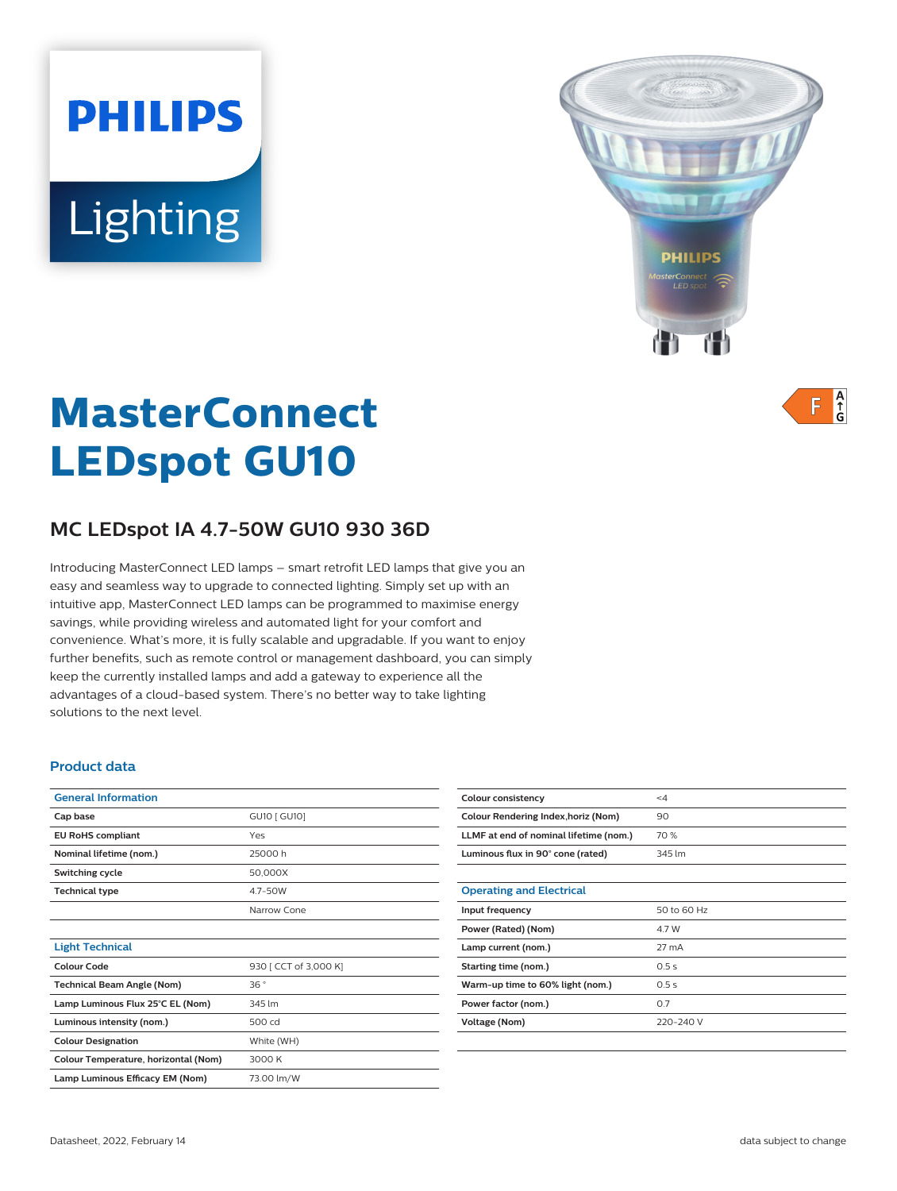# MasterConnect LEDspot GU10

## MC LEDspot IA 4.7-50W GU10 930 36D

Introducing MasterConnect LED lamps – smart retrofit LED lamps that give you an easy and seamless way to upgrade to connected lighting. Simply set up with an intuitive app, MasterConnect LED lamps can be programmed to maximise energy savings, while providing wireless and automated light for your comfort and convenience. What's more, it is fully scalable and upgradable. If you want to enjoy further benefits, such as remote control or management dashboard, you can simply keep the currently installed lamps and add a gateway to experience all the advantages of a cloud-based system. There's no better way to take lighting solutions to the next level.

### Product data

| General Information | |
|---|---|
| Cap base | GU10 [ GU10] |
| EU RoHS compliant | Yes |
| Nominal lifetime (nom.) | 25000 h |
| Switching cycle | 50,000X |
| Technical type | 4.7-50W |
| | Narrow Cone |

| Light Technical | |
|---|---|
| Colour Code | 930 [ CCT of 3,000 K] |
| Technical Beam Angle (Nom) | 36 ° |
| Lamp Luminous Flux 25°C EL (Nom) | 345 lm |
| Luminous intensity (nom.) | 500 cd |
| Colour Designation | White (WH) |
| Colour Temperature, horizontal (Nom) | 3000 K |
| Lamp Luminous Efficacy EM (Nom) | 73.00 lm/W |
| Colour consistency | <4 |
| Colour Rendering Index,horiz (Nom) | 90 |
| LLMF at end of nominal lifetime (nom.) | 70 % |
| Luminous flux in 90° cone (rated) | 345 lm |

| Operating and Electrical | |
|---|---|
| Input frequency | 50 to 60 Hz |
| Power (Rated) (Nom) | 4.7 W |
| Lamp current (nom.) | 27 mA |
| Starting time (nom.) | 0.5 s |
| Warm-up time to 60% light (nom.) | 0.5 s |
| Power factor (nom.) | 0.7 |
| Voltage (Nom) | 220-240 V |

Datasheet, 2022, February 14

data subject to change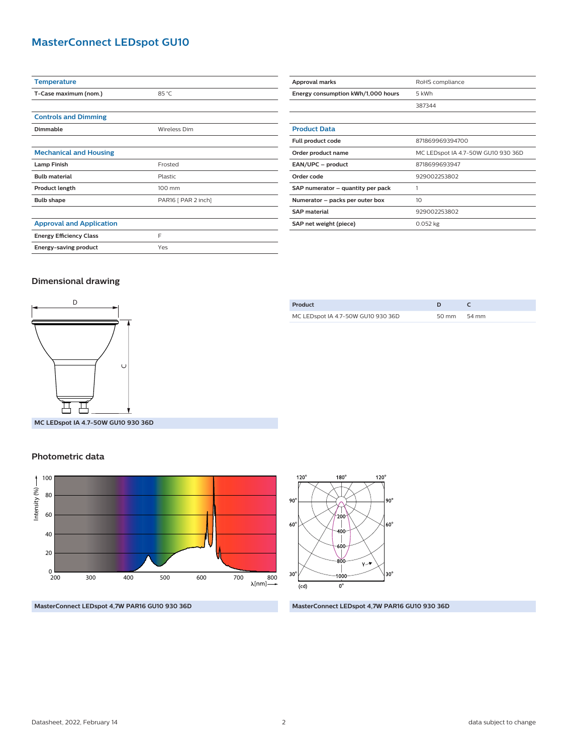# MasterConnect LEDspot GU10

| Temperature | |
|---|---|
| T-Case maximum (nom.) | 85 °C |

| Controls and Dimming | |
|---|---|
| Dimmable | Wireless Dim |

| Mechanical and Housing | |
|---|---|
| Lamp Finish | Frosted |
| Bulb material | Plastic |
| Product length | 100 mm |
| Bulb shape | PAR16 [ PAR 2 inch] |

| Approval and Application | |
|---|---|
| Energy Efficiency Class | F |
| Energy-saving product | Yes |
| Approval marks | RoHS compliance |
| Energy consumption kWh/1,000 hours | 5 kWh |
| | 387344 |

| Product Data | |
|---|---|
| Full product code | 871869969394700 |
| Order product name | MC LEDspot IA 4.7-50W GU10 930 36D |
| EAN/UPC – product | 8718699693947 |
| Order code | 929002253802 |
| SAP numerator – quantity per pack | 1 |
| Numerator – packs per outer box | 10 |
| SAP material | 929002253802 |
| SAP net weight (piece) | 0.052 kg |

## Dimensional drawing

MC LEDspot IA 4.7-50W GU10 930 36D

| Product | D | C |
|---|---|---|
| MC LEDspot IA 4.7-50W GU10 930 36D | 50 mm | 54 mm |

## Photometric data

MasterConnect LEDspot 4,7W PAR16 GU10 930 36D

MasterConnect LEDspot 4,7W PAR16 GU10 930 36D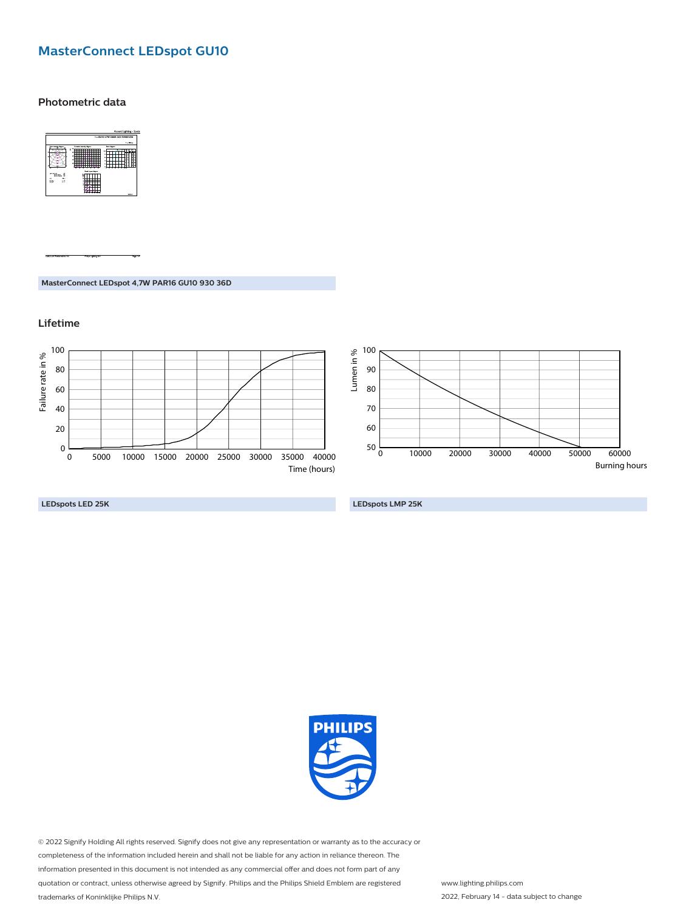# MasterConnect LEDspot GU10

## Photometric data

MasterConnect LEDspot 4,7W PAR16 GU10 930 36D

## Lifetime

Failure rate in %
100
80
60
40
20
0
0 5000 10000 15000 20000 25000 30000 35000 40000
Time (hours)

LEDspots LED 25K

Lumen in %
100
90
80
70
60
50
0 10000 20000 30000 40000 50000 60000
Burning hours

LEDspots LMP 25K

© 2022 Signify Holding All rights reserved. Signify does not give any representation or warranty as to the accuracy or completeness of the information included herein and shall not be liable for any action in reliance thereon. The information presented in this document is not intended as any commercial offer and does not form part of any quotation or contract, unless otherwise agreed by Signify. Philips and the Philips Shield Emblem are registered trademarks of Koninklijke Philips N.V.

www.lighting.philips.com

2022, February 14 - data subject to change